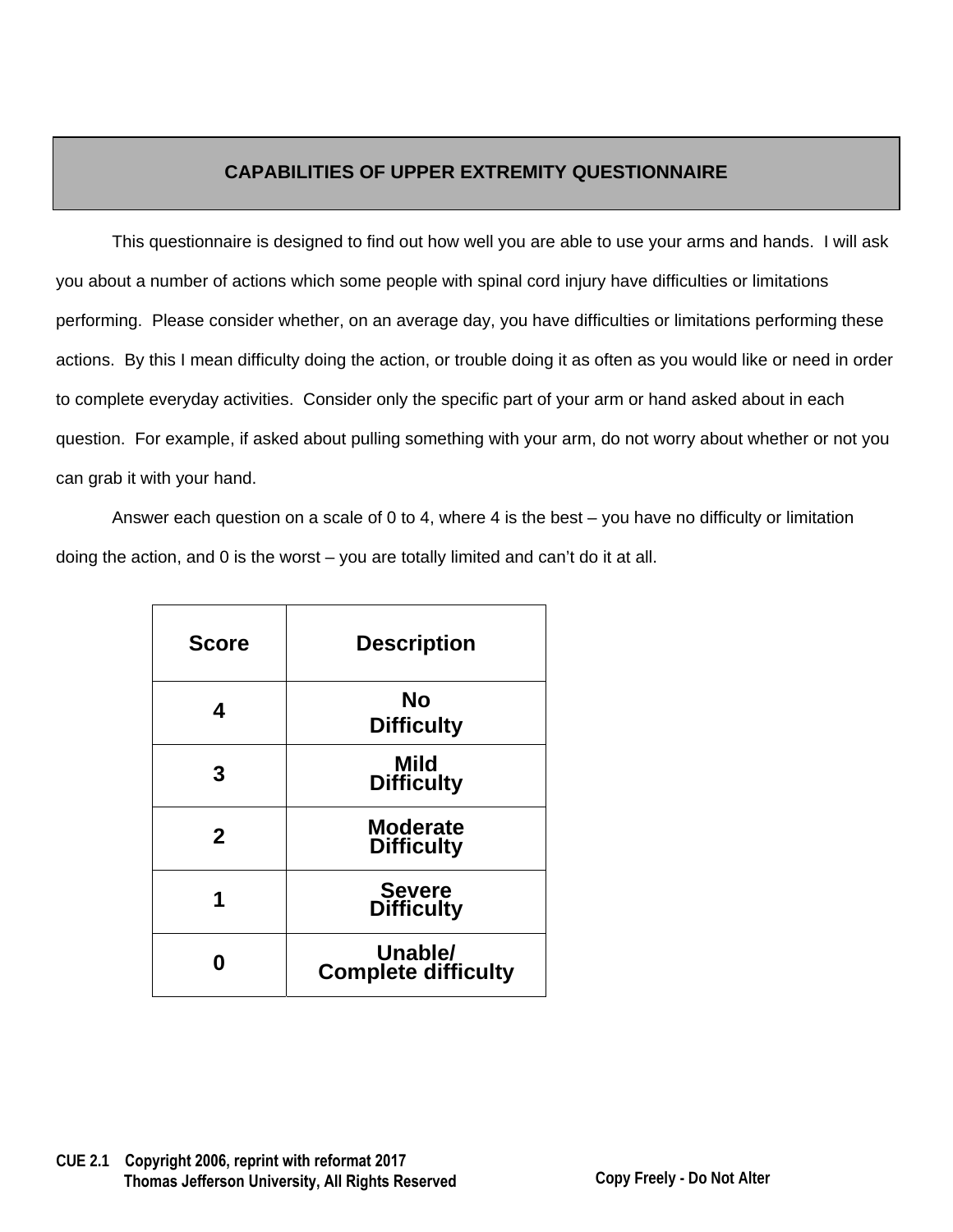# CAPABILITIES OF UPPER EXTREMITY QUESTIONNAIRE

This questionnaire is designed to find out how well you are able to use your arms and hands. I will ask you about a number of actions which some people with spinal cord injury have difficulties or limitations performing. Please consider whether, on an average day, you have difficulties or limitations performing these actions. By this I mean difficulty doing the action, or trouble doing it as often as you would like or need in order to complete everyday activities. Consider only the specific part of your arm or hand asked about in each question. For example, if asked about pulling something with your arm, do not worry about whether or not you can grab it with your hand.

Answer each question on a scale of 0 to 4, where 4 is the best – you have no difficulty or limitation doing the action, and 0 is the worst – you are totally limited and can't do it at all.

| Score | Description |
|---|---|
| 4 | No Difficulty |
| 3 | Mild Difficulty |
| 2 | Moderate Difficulty |
| 1 | Severe Difficulty |
| 0 | Unable/ Complete difficulty |

CUE 2.1 Copyright 2006, reprint with reformat 2017
Thomas Jefferson University, All Rights Reserved

Copy Freely - Do Not Alter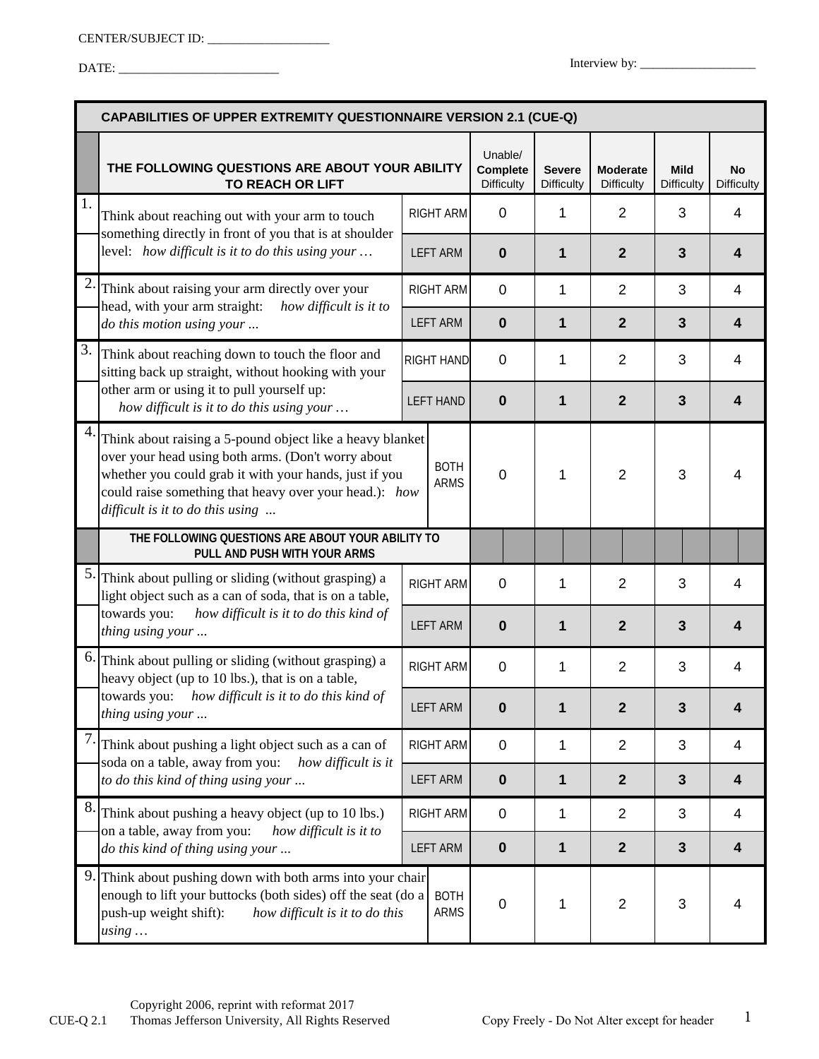CENTER/SUBJECT ID: ___________________

DATE: _________________________

Interview by: ___________________

| CAPABILITIES OF UPPER EXTREMITY QUESTIONNAIRE VERSION 2.1 (CUE-Q) | | | | | | | |
|---|---|---|---|---|---|---|---|
| | **THE FOLLOWING QUESTIONS ARE ABOUT YOUR ABILITY TO REACH OR LIFT** | | Unable/ **Complete** Difficulty | **Severe** Difficulty | **Moderate** Difficulty | **Mild** Difficulty | **No** Difficulty |
| 1. | Think about reaching out with your arm to touch something directly in front of you that is at shoulder level: *how difficult is it to do this using your …* | RIGHT ARM | 0 | 1 | 2 | 3 | 4 |
| | | LEFT ARM | **0** | **1** | **2** | **3** | **4** |
| 2. | Think about raising your arm directly over your head, with your arm straight: *how difficult is it to do this motion using your ...* | RIGHT ARM | 0 | 1 | 2 | 3 | 4 |
| | | LEFT ARM | **0** | **1** | **2** | **3** | **4** |
| 3. | Think about reaching down to touch the floor and sitting back up straight, without hooking with your other arm or using it to pull yourself up: *how difficult is it to do this using your …* | RIGHT HAND | 0 | 1 | 2 | 3 | 4 |
| | | LEFT HAND | **0** | **1** | **2** | **3** | **4** |
| 4. | Think about raising a 5-pound object like a heavy blanket over your head using both arms. (Don't worry about whether you could grab it with your hands, just if you could raise something that heavy over your head.): *how difficult is it to do this using ...* | BOTH ARMS | 0 | 1 | 2 | 3 | 4 |
| | **THE FOLLOWING QUESTIONS ARE ABOUT YOUR ABILITY TO PULL AND PUSH WITH YOUR ARMS** | | | | | | |
| 5. | Think about pulling or sliding (without grasping) a light object such as a can of soda, that is on a table, towards you: *how difficult is it to do this kind of thing using your ...* | RIGHT ARM | 0 | 1 | 2 | 3 | 4 |
| | | LEFT ARM | **0** | **1** | **2** | **3** | **4** |
| 6. | Think about pulling or sliding (without grasping) a heavy object (up to 10 lbs.), that is on a table, towards you: *how difficult is it to do this kind of thing using your ...* | RIGHT ARM | 0 | 1 | 2 | 3 | 4 |
| | | LEFT ARM | **0** | **1** | **2** | **3** | **4** |
| 7. | Think about pushing a light object such as a can of soda on a table, away from you: *how difficult is it to do this kind of thing using your ...* | RIGHT ARM | 0 | 1 | 2 | 3 | 4 |
| | | LEFT ARM | **0** | **1** | **2** | **3** | **4** |
| 8. | Think about pushing a heavy object (up to 10 lbs.) on a table, away from you: *how difficult is it to do this kind of thing using your ...* | RIGHT ARM | 0 | 1 | 2 | 3 | 4 |
| | | LEFT ARM | **0** | **1** | **2** | **3** | **4** |
| 9. | Think about pushing down with both arms into your chair enough to lift your buttocks (both sides) off the seat (do a push-up weight shift): *how difficult is it to do this using …* | BOTH ARMS | 0 | 1 | 2 | 3 | 4 |

CUE-Q 2.1 Copyright 2006, reprint with reformat 2017 Thomas Jefferson University, All Rights Reserved Copy Freely - Do Not Alter except for header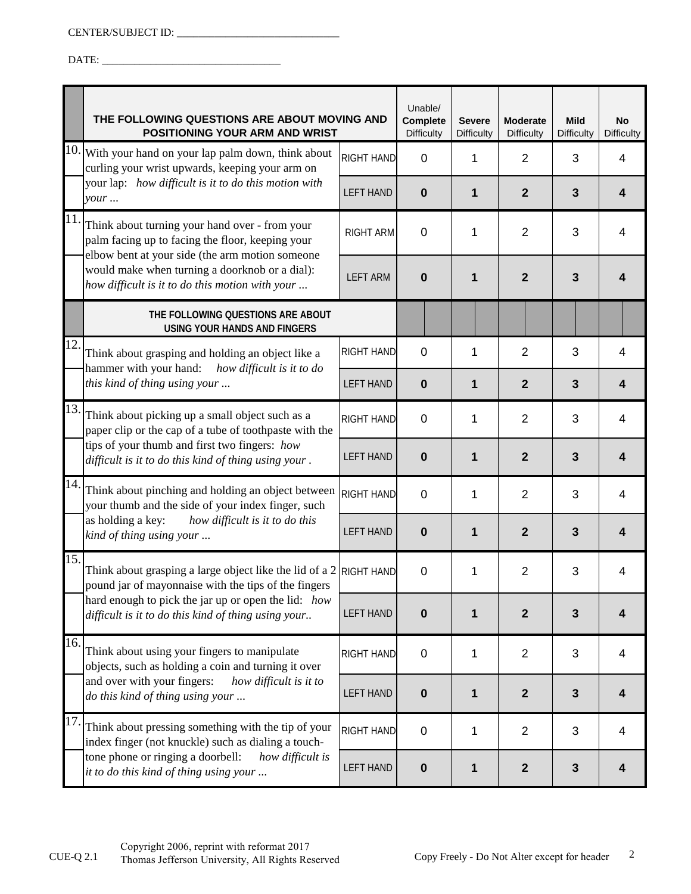CENTER/SUBJECT ID: ______________________________

DATE: _________________________________

| | THE FOLLOWING QUESTIONS ARE ABOUT MOVING AND POSITIONING YOUR ARM AND WRIST | | Unable/ **Complete** Difficulty | **Severe** Difficulty | **Moderate** Difficulty | **Mild** Difficulty | **No** Difficulty |
|---|---|---|---|---|---|---|---|
| 10. | With your hand on your lap palm down, think about curling your wrist upwards, keeping your arm on your lap: *how difficult is it to do this motion with your ...* | RIGHT HAND | 0 | 1 | 2 | 3 | 4 |
| | | LEFT HAND | **0** | **1** | **2** | **3** | **4** |
| 11. | Think about turning your hand over - from your palm facing up to facing the floor, keeping your elbow bent at your side (the arm motion someone would make when turning a doorknob or a dial): *how difficult is it to do this motion with your ...* | RIGHT ARM | 0 | 1 | 2 | 3 | 4 |
| | | LEFT ARM | **0** | **1** | **2** | **3** | **4** |
| | **THE FOLLOWING QUESTIONS ARE ABOUT USING YOUR HANDS AND FINGERS** | | | | | | |
| 12. | Think about grasping and holding an object like a hammer with your hand: *how difficult is it to do this kind of thing using your ...* | RIGHT HAND | 0 | 1 | 2 | 3 | 4 |
| | | LEFT HAND | **0** | **1** | **2** | **3** | **4** |
| 13. | Think about picking up a small object such as a paper clip or the cap of a tube of toothpaste with the tips of your thumb and first two fingers: *how difficult is it to do this kind of thing using your .* | RIGHT HAND | 0 | 1 | 2 | 3 | 4 |
| | | LEFT HAND | **0** | **1** | **2** | **3** | **4** |
| 14. | Think about pinching and holding an object between your thumb and the side of your index finger, such as holding a key: *how difficult is it to do this kind of thing using your ...* | RIGHT HAND | 0 | 1 | 2 | 3 | 4 |
| | | LEFT HAND | **0** | **1** | **2** | **3** | **4** |
| 15. | Think about grasping a large object like the lid of a 2 pound jar of mayonnaise with the tips of the fingers hard enough to pick the jar up or open the lid: *how difficult is it to do this kind of thing using your..* | RIGHT HAND | 0 | 1 | 2 | 3 | 4 |
| | | LEFT HAND | **0** | **1** | **2** | **3** | **4** |
| 16. | Think about using your fingers to manipulate objects, such as holding a coin and turning it over and over with your fingers: *how difficult is it to do this kind of thing using your ...* | RIGHT HAND | 0 | 1 | 2 | 3 | 4 |
| | | LEFT HAND | **0** | **1** | **2** | **3** | **4** |
| 17. | Think about pressing something with the tip of your index finger (not knuckle) such as dialing a touch-tone phone or ringing a doorbell: *how difficult is it to do this kind of thing using your ...* | RIGHT HAND | 0 | 1 | 2 | 3 | 4 |
| | | LEFT HAND | **0** | **1** | **2** | **3** | **4** |

CUE-Q 2.1 Copyright 2006, reprint with reformat 2017 Thomas Jefferson University, All Rights Reserved — Copy Freely - Do Not Alter except for header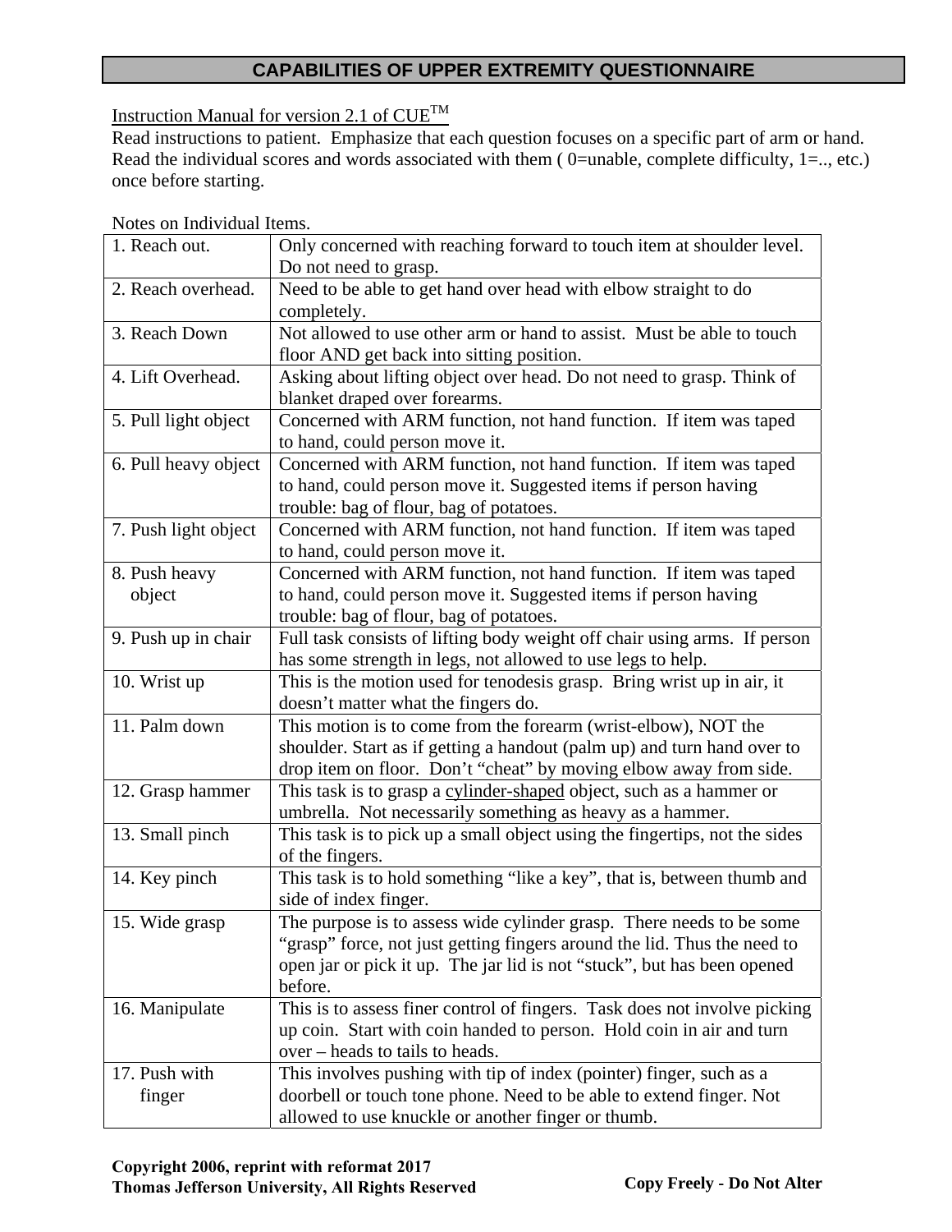# CAPABILITIES OF UPPER EXTREMITY QUESTIONNAIRE

Instruction Manual for version 2.1 of CUE™

Read instructions to patient. Emphasize that each question focuses on a specific part of arm or hand. Read the individual scores and words associated with them ( 0=unable, complete difficulty, 1=.., etc.) once before starting.

Notes on Individual Items.

| | |
|---|---|
| 1. Reach out. | Only concerned with reaching forward to touch item at shoulder level. Do not need to grasp. |
| 2. Reach overhead. | Need to be able to get hand over head with elbow straight to do completely. |
| 3. Reach Down | Not allowed to use other arm or hand to assist. Must be able to touch floor AND get back into sitting position. |
| 4. Lift Overhead. | Asking about lifting object over head. Do not need to grasp. Think of blanket draped over forearms. |
| 5. Pull light object | Concerned with ARM function, not hand function. If item was taped to hand, could person move it. |
| 6. Pull heavy object | Concerned with ARM function, not hand function. If item was taped to hand, could person move it. Suggested items if person having trouble: bag of flour, bag of potatoes. |
| 7. Push light object | Concerned with ARM function, not hand function. If item was taped to hand, could person move it. |
| 8. Push heavy object | Concerned with ARM function, not hand function. If item was taped to hand, could person move it. Suggested items if person having trouble: bag of flour, bag of potatoes. |
| 9. Push up in chair | Full task consists of lifting body weight off chair using arms. If person has some strength in legs, not allowed to use legs to help. |
| 10. Wrist up | This is the motion used for tenodesis grasp. Bring wrist up in air, it doesn't matter what the fingers do. |
| 11. Palm down | This motion is to come from the forearm (wrist-elbow), NOT the shoulder. Start as if getting a handout (palm up) and turn hand over to drop item on floor. Don't "cheat" by moving elbow away from side. |
| 12. Grasp hammer | This task is to grasp a cylinder-shaped object, such as a hammer or umbrella. Not necessarily something as heavy as a hammer. |
| 13. Small pinch | This task is to pick up a small object using the fingertips, not the sides of the fingers. |
| 14. Key pinch | This task is to hold something "like a key", that is, between thumb and side of index finger. |
| 15. Wide grasp | The purpose is to assess wide cylinder grasp. There needs to be some "grasp" force, not just getting fingers around the lid. Thus the need to open jar or pick it up. The jar lid is not "stuck", but has been opened before. |
| 16. Manipulate | This is to assess finer control of fingers. Task does not involve picking up coin. Start with coin handed to person. Hold coin in air and turn over – heads to tails to heads. |
| 17. Push with finger | This involves pushing with tip of index (pointer) finger, such as a doorbell or touch tone phone. Need to be able to extend finger. Not allowed to use knuckle or another finger or thumb. |

**Copyright 2006, reprint with reformat 2017**
**Thomas Jefferson University, All Rights Reserved**

**Copy Freely - Do Not Alter**